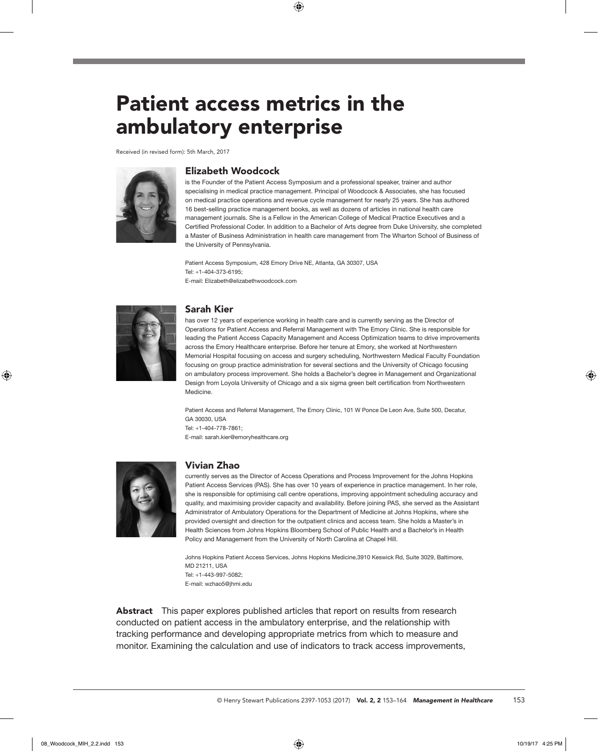# Patient access metrics in the ambulatory enterprise

Received (in revised form): 5th March, 2017

## Elizabeth Woodcock

is the Founder of the Patient Access Symposium and a professional speaker, trainer and author specialising in medical practice management. Principal of Woodcock & Associates, she has focused on medical practice operations and revenue cycle management for nearly 25 years. She has authored 16 best-selling practice management books, as well as dozens of articles in national health care management journals. She is a Fellow in the American College of Medical Practice Executives and a Certified Professional Coder. In addition to a Bachelor of Arts degree from Duke University, she completed a Master of Business Administration in health care management from The Wharton School of Business of the University of Pennsylvania.

Patient Access Symposium, 428 Emory Drive NE, Atlanta, GA 30307, USA
Tel: +1-404-373-6195;
E-mail: Elizabeth@elizabethwoodcock.com

## Sarah Kier

has over 12 years of experience working in health care and is currently serving as the Director of Operations for Patient Access and Referral Management with The Emory Clinic. She is responsible for leading the Patient Access Capacity Management and Access Optimization teams to drive improvements across the Emory Healthcare enterprise. Before her tenure at Emory, she worked at Northwestern Memorial Hospital focusing on access and surgery scheduling, Northwestern Medical Faculty Foundation focusing on group practice administration for several sections and the University of Chicago focusing on ambulatory process improvement. She holds a Bachelor's degree in Management and Organizational Design from Loyola University of Chicago and a six sigma green belt certification from Northwestern Medicine.

Patient Access and Referral Management, The Emory Clinic, 101 W Ponce De Leon Ave, Suite 500, Decatur, GA 30030, USA
Tel: +1-404-778-7861;
E-mail: sarah.kier@emoryhealthcare.org

## Vivian Zhao

currently serves as the Director of Access Operations and Process Improvement for the Johns Hopkins Patient Access Services (PAS). She has over 10 years of experience in practice management. In her role, she is responsible for optimising call centre operations, improving appointment scheduling accuracy and quality, and maximising provider capacity and availability. Before joining PAS, she served as the Assistant Administrator of Ambulatory Operations for the Department of Medicine at Johns Hopkins, where she provided oversight and direction for the outpatient clinics and access team. She holds a Master's in Health Sciences from Johns Hopkins Bloomberg School of Public Health and a Bachelor's in Health Policy and Management from the University of North Carolina at Chapel Hill.

Johns Hopkins Patient Access Services, Johns Hopkins Medicine,3910 Keswick Rd, Suite 3029, Baltimore, MD 21211, USA
Tel: +1-443-997-5082;
E-mail: wzhao5@jhmi.edu

**Abstract** This paper explores published articles that report on results from research conducted on patient access in the ambulatory enterprise, and the relationship with tracking performance and developing appropriate metrics from which to measure and monitor. Examining the calculation and use of indicators to track access improvements,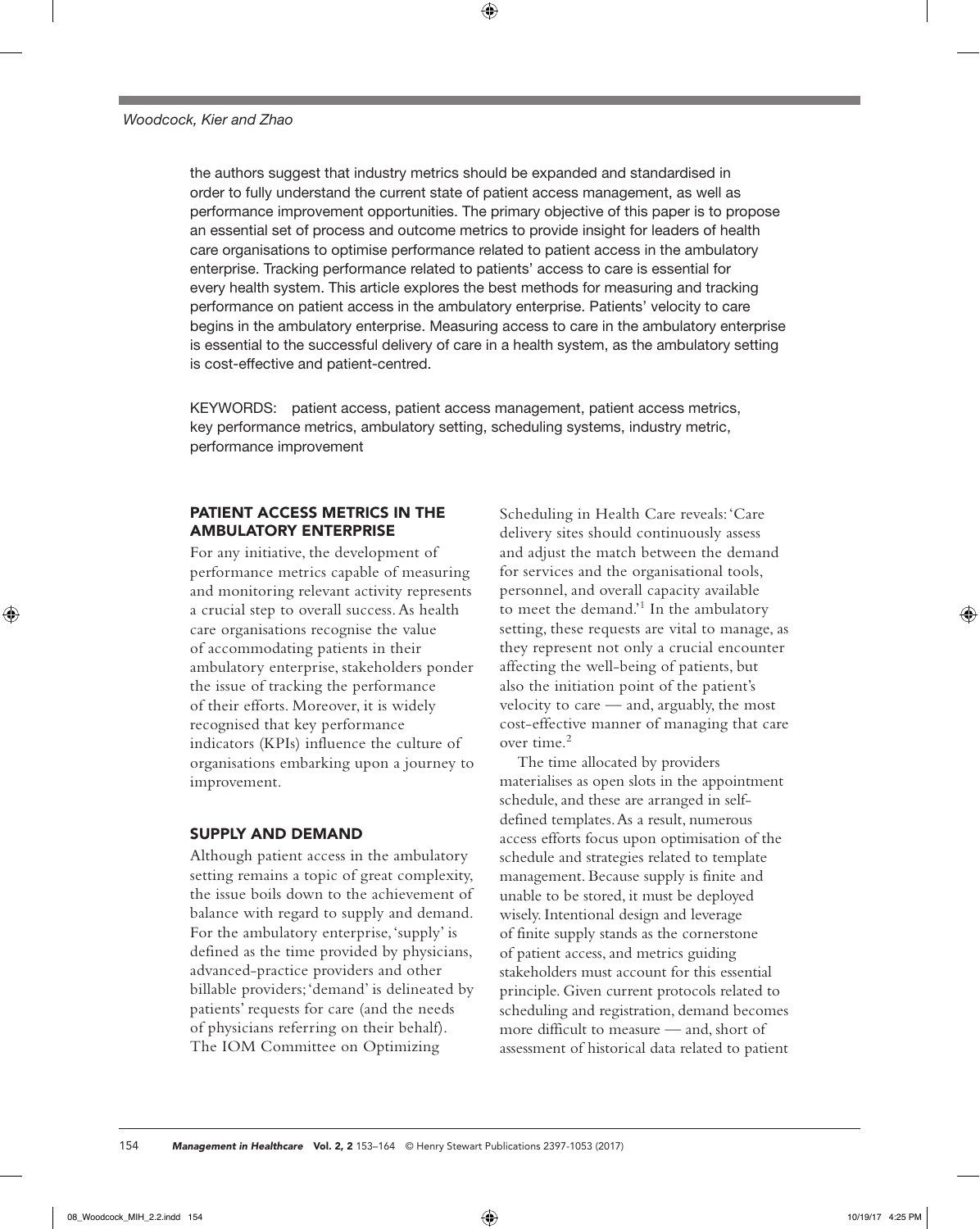the authors suggest that industry metrics should be expanded and standardised in order to fully understand the current state of patient access management, as well as performance improvement opportunities. The primary objective of this paper is to propose an essential set of process and outcome metrics to provide insight for leaders of health care organisations to optimise performance related to patient access in the ambulatory enterprise. Tracking performance related to patients' access to care is essential for every health system. This article explores the best methods for measuring and tracking performance on patient access in the ambulatory enterprise. Patients' velocity to care begins in the ambulatory enterprise. Measuring access to care in the ambulatory enterprise is essential to the successful delivery of care in a health system, as the ambulatory setting is cost-effective and patient-centred.

KEYWORDS: patient access, patient access management, patient access metrics, key performance metrics, ambulatory setting, scheduling systems, industry metric, performance improvement

## PATIENT ACCESS METRICS IN THE AMBULATORY ENTERPRISE

For any initiative, the development of performance metrics capable of measuring and monitoring relevant activity represents a crucial step to overall success. As health care organisations recognise the value of accommodating patients in their ambulatory enterprise, stakeholders ponder the issue of tracking the performance of their efforts. Moreover, it is widely recognised that key performance indicators (KPIs) influence the culture of organisations embarking upon a journey to improvement.

## SUPPLY AND DEMAND

Although patient access in the ambulatory setting remains a topic of great complexity, the issue boils down to the achievement of balance with regard to supply and demand. For the ambulatory enterprise, 'supply' is defined as the time provided by physicians, advanced-practice providers and other billable providers; 'demand' is delineated by patients' requests for care (and the needs of physicians referring on their behalf). The IOM Committee on Optimizing Scheduling in Health Care reveals: 'Care delivery sites should continuously assess and adjust the match between the demand for services and the organisational tools, personnel, and overall capacity available to meet the demand.'[1] In the ambulatory setting, these requests are vital to manage, as they represent not only a crucial encounter affecting the well-being of patients, but also the initiation point of the patient's velocity to care — and, arguably, the most cost-effective manner of managing that care over time.[2]

The time allocated by providers materialises as open slots in the appointment schedule, and these are arranged in self-defined templates. As a result, numerous access efforts focus upon optimisation of the schedule and strategies related to template management. Because supply is finite and unable to be stored, it must be deployed wisely. Intentional design and leverage of finite supply stands as the cornerstone of patient access, and metrics guiding stakeholders must account for this essential principle. Given current protocols related to scheduling and registration, demand becomes more difficult to measure — and, short of assessment of historical data related to patient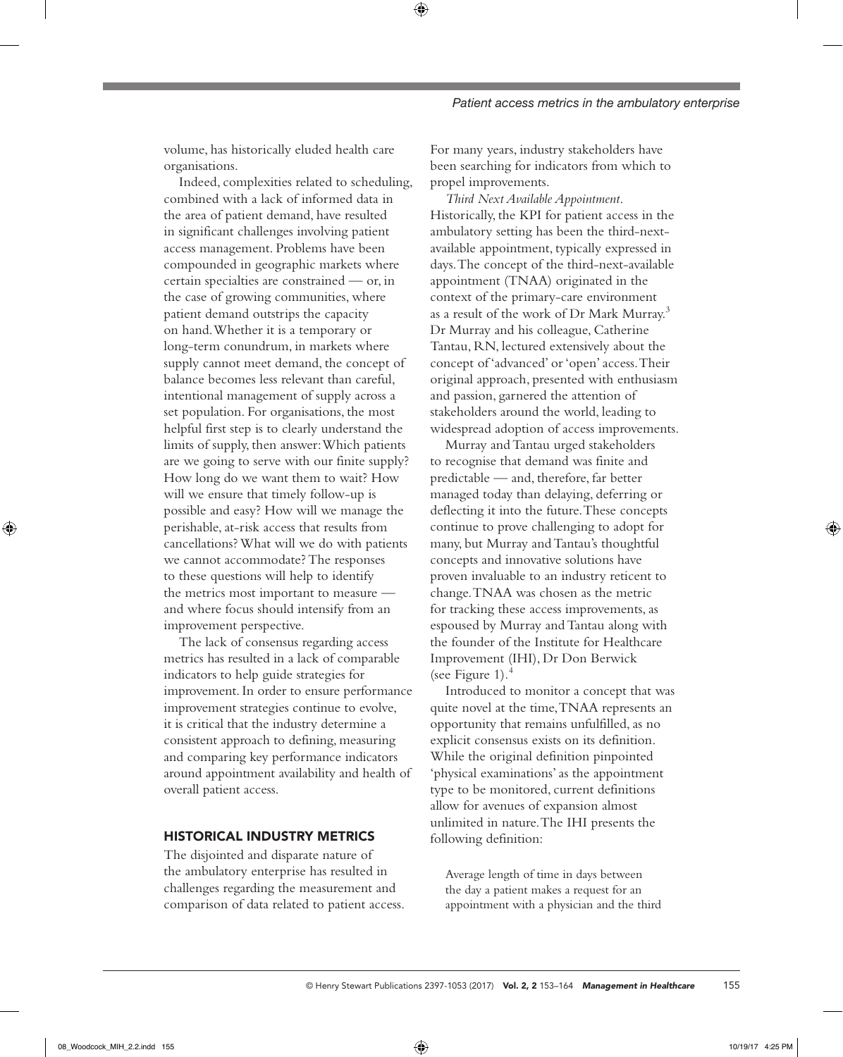volume, has historically eluded health care organisations.

Indeed, complexities related to scheduling, combined with a lack of informed data in the area of patient demand, have resulted in significant challenges involving patient access management. Problems have been compounded in geographic markets where certain specialties are constrained — or, in the case of growing communities, where patient demand outstrips the capacity on hand. Whether it is a temporary or long-term conundrum, in markets where supply cannot meet demand, the concept of balance becomes less relevant than careful, intentional management of supply across a set population. For organisations, the most helpful first step is to clearly understand the limits of supply, then answer: Which patients are we going to serve with our finite supply? How long do we want them to wait? How will we ensure that timely follow-up is possible and easy? How will we manage the perishable, at-risk access that results from cancellations? What will we do with patients we cannot accommodate? The responses to these questions will help to identify the metrics most important to measure — and where focus should intensify from an improvement perspective.

The lack of consensus regarding access metrics has resulted in a lack of comparable indicators to help guide strategies for improvement. In order to ensure performance improvement strategies continue to evolve, it is critical that the industry determine a consistent approach to defining, measuring and comparing key performance indicators around appointment availability and health of overall patient access.

## HISTORICAL INDUSTRY METRICS

The disjointed and disparate nature of the ambulatory enterprise has resulted in challenges regarding the measurement and comparison of data related to patient access. For many years, industry stakeholders have been searching for indicators from which to propel improvements.

*Third Next Available Appointment.* Historically, the KPI for patient access in the ambulatory setting has been the third-next-available appointment, typically expressed in days. The concept of the third-next-available appointment (TNAA) originated in the context of the primary-care environment as a result of the work of Dr Mark Murray.[3] Dr Murray and his colleague, Catherine Tantau, RN, lectured extensively about the concept of 'advanced' or 'open' access. Their original approach, presented with enthusiasm and passion, garnered the attention of stakeholders around the world, leading to widespread adoption of access improvements.

Murray and Tantau urged stakeholders to recognise that demand was finite and predictable — and, therefore, far better managed today than delaying, deferring or deflecting it into the future. These concepts continue to prove challenging to adopt for many, but Murray and Tantau's thoughtful concepts and innovative solutions have proven invaluable to an industry reticent to change. TNAA was chosen as the metric for tracking these access improvements, as espoused by Murray and Tantau along with the founder of the Institute for Healthcare Improvement (IHI), Dr Don Berwick (see Figure 1).[4]

Introduced to monitor a concept that was quite novel at the time, TNAA represents an opportunity that remains unfulfilled, as no explicit consensus exists on its definition. While the original definition pinpointed 'physical examinations' as the appointment type to be monitored, current definitions allow for avenues of expansion almost unlimited in nature. The IHI presents the following definition:

> Average length of time in days between the day a patient makes a request for an appointment with a physician and the third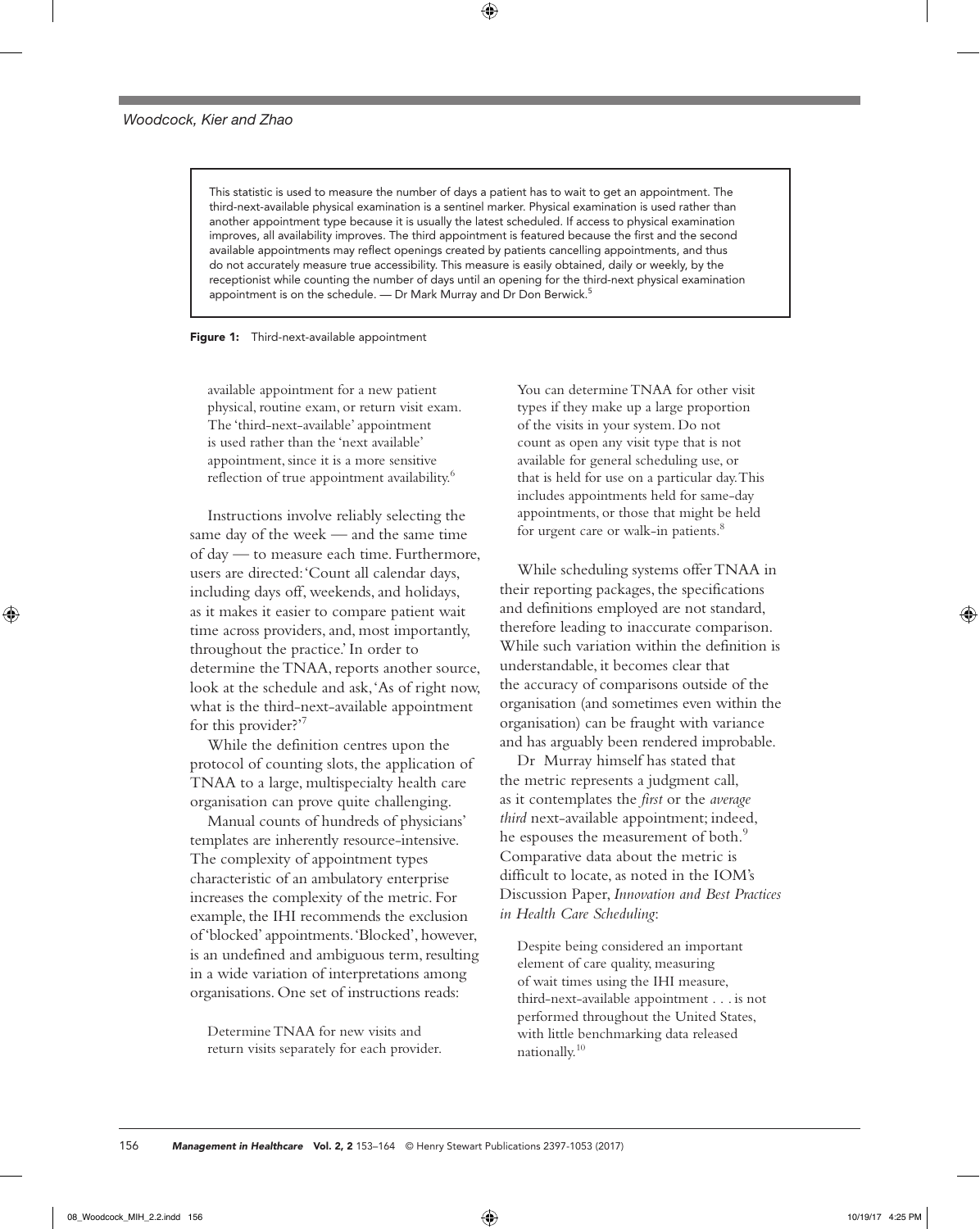> This statistic is used to measure the number of days a patient has to wait to get an appointment. The third-next-available physical examination is a sentinel marker. Physical examination is used rather than another appointment type because it is usually the latest scheduled. If access to physical examination improves, all availability improves. The third appointment is featured because the first and the second available appointments may reflect openings created by patients cancelling appointments, and thus do not accurately measure true accessibility. This measure is easily obtained, daily or weekly, by the receptionist while counting the number of days until an opening for the third-next physical examination appointment is on the schedule. — Dr Mark Murray and Dr Don Berwick.[5]

**Figure 1:** Third-next-available appointment

> available appointment for a new patient physical, routine exam, or return visit exam. The 'third-next-available' appointment is used rather than the 'next available' appointment, since it is a more sensitive reflection of true appointment availability.[6]

Instructions involve reliably selecting the same day of the week — and the same time of day — to measure each time. Furthermore, users are directed: 'Count all calendar days, including days off, weekends, and holidays, as it makes it easier to compare patient wait time across providers, and, most importantly, throughout the practice.' In order to determine the TNAA, reports another source, look at the schedule and ask, 'As of right now, what is the third-next-available appointment for this provider?'[7]

While the definition centres upon the protocol of counting slots, the application of TNAA to a large, multispecialty health care organisation can prove quite challenging.

Manual counts of hundreds of physicians' templates are inherently resource-intensive. The complexity of appointment types characteristic of an ambulatory enterprise increases the complexity of the metric. For example, the IHI recommends the exclusion of 'blocked' appointments. 'Blocked', however, is an undefined and ambiguous term, resulting in a wide variation of interpretations among organisations. One set of instructions reads:

> Determine TNAA for new visits and return visits separately for each provider. You can determine TNAA for other visit types if they make up a large proportion of the visits in your system. Do not count as open any visit type that is not available for general scheduling use, or that is held for use on a particular day. This includes appointments held for same-day appointments, or those that might be held for urgent care or walk-in patients.[8]

While scheduling systems offer TNAA in their reporting packages, the specifications and definitions employed are not standard, therefore leading to inaccurate comparison. While such variation within the definition is understandable, it becomes clear that the accuracy of comparisons outside of the organisation (and sometimes even within the organisation) can be fraught with variance and has arguably been rendered improbable.

Dr Murray himself has stated that the metric represents a judgment call, as it contemplates the *first* or the *average third* next-available appointment; indeed, he espouses the measurement of both.[9] Comparative data about the metric is difficult to locate, as noted in the IOM's Discussion Paper, *Innovation and Best Practices in Health Care Scheduling*:

> Despite being considered an important element of care quality, measuring of wait times using the IHI measure, third-next-available appointment . . . is not performed throughout the United States, with little benchmarking data released nationally.[10]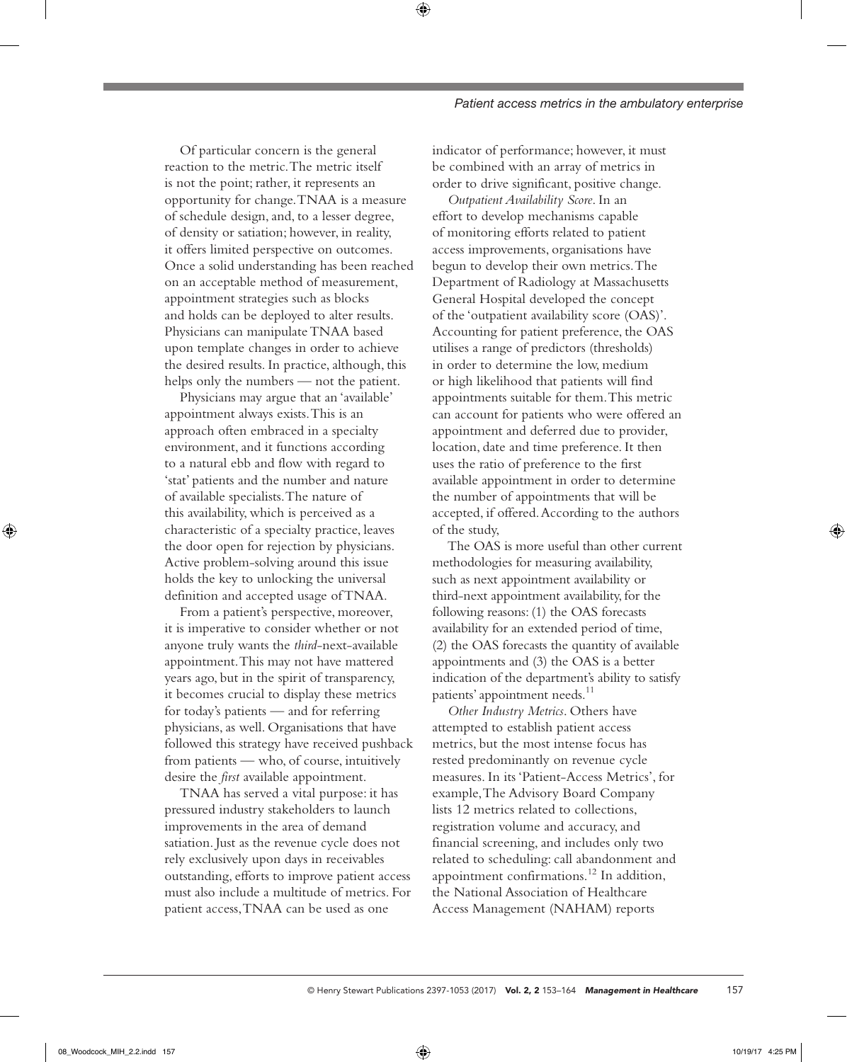Of particular concern is the general reaction to the metric. The metric itself is not the point; rather, it represents an opportunity for change. TNAA is a measure of schedule design, and, to a lesser degree, of density or satiation; however, in reality, it offers limited perspective on outcomes. Once a solid understanding has been reached on an acceptable method of measurement, appointment strategies such as blocks and holds can be deployed to alter results. Physicians can manipulate TNAA based upon template changes in order to achieve the desired results. In practice, although, this helps only the numbers — not the patient.

Physicians may argue that an 'available' appointment always exists. This is an approach often embraced in a specialty environment, and it functions according to a natural ebb and flow with regard to 'stat' patients and the number and nature of available specialists. The nature of this availability, which is perceived as a characteristic of a specialty practice, leaves the door open for rejection by physicians. Active problem-solving around this issue holds the key to unlocking the universal definition and accepted usage of TNAA.

From a patient's perspective, moreover, it is imperative to consider whether or not anyone truly wants the *third*-next-available appointment. This may not have mattered years ago, but in the spirit of transparency, it becomes crucial to display these metrics for today's patients — and for referring physicians, as well. Organisations that have followed this strategy have received pushback from patients — who, of course, intuitively desire the *first* available appointment.

TNAA has served a vital purpose: it has pressured industry stakeholders to launch improvements in the area of demand satiation. Just as the revenue cycle does not rely exclusively upon days in receivables outstanding, efforts to improve patient access must also include a multitude of metrics. For patient access, TNAA can be used as one indicator of performance; however, it must be combined with an array of metrics in order to drive significant, positive change.

*Outpatient Availability Score*. In an effort to develop mechanisms capable of monitoring efforts related to patient access improvements, organisations have begun to develop their own metrics. The Department of Radiology at Massachusetts General Hospital developed the concept of the 'outpatient availability score (OAS)'. Accounting for patient preference, the OAS utilises a range of predictors (thresholds) in order to determine the low, medium or high likelihood that patients will find appointments suitable for them. This metric can account for patients who were offered an appointment and deferred due to provider, location, date and time preference. It then uses the ratio of preference to the first available appointment in order to determine the number of appointments that will be accepted, if offered. According to the authors of the study,

> The OAS is more useful than other current methodologies for measuring availability, such as next appointment availability or third-next appointment availability, for the following reasons: (1) the OAS forecasts availability for an extended period of time, (2) the OAS forecasts the quantity of available appointments and (3) the OAS is a better indication of the department's ability to satisfy patients' appointment needs.[11]

*Other Industry Metrics*. Others have attempted to establish patient access metrics, but the most intense focus has rested predominantly on revenue cycle measures. In its 'Patient-Access Metrics', for example, The Advisory Board Company lists 12 metrics related to collections, registration volume and accuracy, and financial screening, and includes only two related to scheduling: call abandonment and appointment confirmations.[12] In addition, the National Association of Healthcare Access Management (NAHAM) reports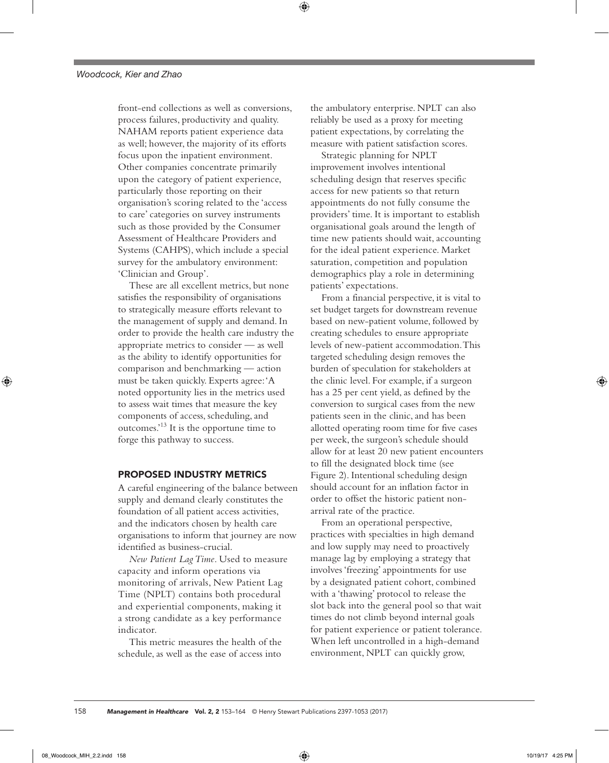front-end collections as well as conversions, process failures, productivity and quality. NAHAM reports patient experience data as well; however, the majority of its efforts focus upon the inpatient environment. Other companies concentrate primarily upon the category of patient experience, particularly those reporting on their organisation's scoring related to the 'access to care' categories on survey instruments such as those provided by the Consumer Assessment of Healthcare Providers and Systems (CAHPS), which include a special survey for the ambulatory environment: 'Clinician and Group'.

These are all excellent metrics, but none satisfies the responsibility of organisations to strategically measure efforts relevant to the management of supply and demand. In order to provide the health care industry the appropriate metrics to consider — as well as the ability to identify opportunities for comparison and benchmarking — action must be taken quickly. Experts agree: 'A noted opportunity lies in the metrics used to assess wait times that measure the key components of access, scheduling, and outcomes.'[13] It is the opportune time to forge this pathway to success.

## PROPOSED INDUSTRY METRICS

A careful engineering of the balance between supply and demand clearly constitutes the foundation of all patient access activities, and the indicators chosen by health care organisations to inform that journey are now identified as business-crucial.

*New Patient Lag Time*. Used to measure capacity and inform operations via monitoring of arrivals, New Patient Lag Time (NPLT) contains both procedural and experiential components, making it a strong candidate as a key performance indicator.

This metric measures the health of the schedule, as well as the ease of access into the ambulatory enterprise. NPLT can also reliably be used as a proxy for meeting patient expectations, by correlating the measure with patient satisfaction scores.

Strategic planning for NPLT improvement involves intentional scheduling design that reserves specific access for new patients so that return appointments do not fully consume the providers' time. It is important to establish organisational goals around the length of time new patients should wait, accounting for the ideal patient experience. Market saturation, competition and population demographics play a role in determining patients' expectations.

From a financial perspective, it is vital to set budget targets for downstream revenue based on new-patient volume, followed by creating schedules to ensure appropriate levels of new-patient accommodation. This targeted scheduling design removes the burden of speculation for stakeholders at the clinic level. For example, if a surgeon has a 25 per cent yield, as defined by the conversion to surgical cases from the new patients seen in the clinic, and has been allotted operating room time for five cases per week, the surgeon's schedule should allow for at least 20 new patient encounters to fill the designated block time (see Figure 2). Intentional scheduling design should account for an inflation factor in order to offset the historic patient non-arrival rate of the practice.

From an operational perspective, practices with specialties in high demand and low supply may need to proactively manage lag by employing a strategy that involves 'freezing' appointments for use by a designated patient cohort, combined with a 'thawing' protocol to release the slot back into the general pool so that wait times do not climb beyond internal goals for patient experience or patient tolerance. When left uncontrolled in a high-demand environment, NPLT can quickly grow,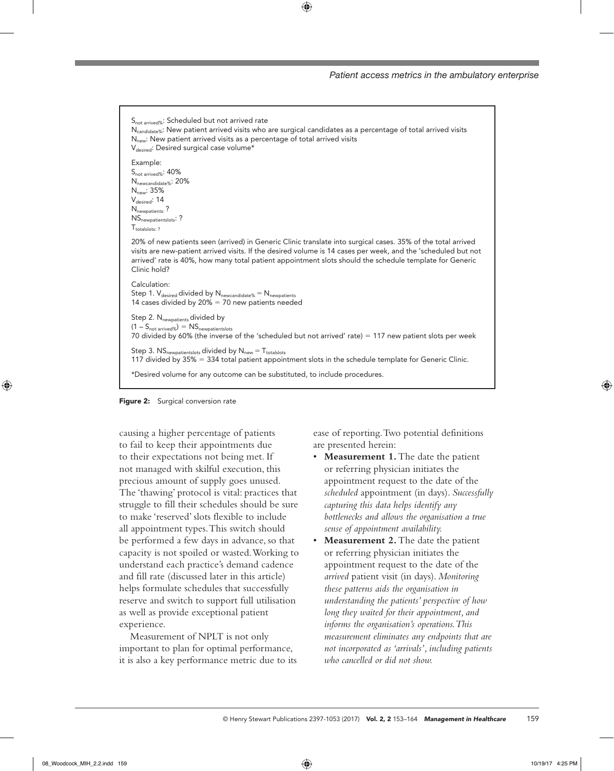$S_{not\ arrived\%}$: Scheduled but not arrived rate
$N_{candidate\%}$: New patient arrived visits who are surgical candidates as a percentage of total arrived visits
$N_{new}$: New patient arrived visits as a percentage of total arrived visits
$V_{desired}$: Desired surgical case volume*

Example:
$S_{not\ arrived\%}$: 40%
$N_{newcandidate\%}$: 20%
$N_{new}$: 35%
$V_{desired}$: 14
$N_{newpatients}$: ?
$NS_{newpatientslots}$: ?
$T_{totalslots}$: ?

20% of new patients seen (arrived) in Generic Clinic translate into surgical cases. 35% of the total arrived visits are new-patient arrived visits. If the desired volume is 14 cases per week, and the 'scheduled but not arrived' rate is 40%, how many total patient appointment slots should the schedule template for Generic Clinic hold?

Calculation:
Step 1. $V_{desired}$ divided by $N_{newcandidate\%} = N_{newpatients}$
14 cases divided by 20% = 70 new patients needed

Step 2. $N_{newpatients}$ divided by
$(1 - S_{not\ arrived\%}) = NS_{newpatientslots}$
70 divided by 60% (the inverse of the 'scheduled but not arrived' rate) = 117 new patient slots per week

Step 3. $NS_{newpatientslots}$ divided by $N_{new} = T_{totalslots}$
117 divided by 35% = 334 total patient appointment slots in the schedule template for Generic Clinic.

*Desired volume for any outcome can be substituted, to include procedures.

**Figure 2:** Surgical conversion rate

causing a higher percentage of patients to fail to keep their appointments due to their expectations not being met. If not managed with skilful execution, this precious amount of supply goes unused. The 'thawing' protocol is vital: practices that struggle to fill their schedules should be sure to make 'reserved' slots flexible to include all appointment types. This switch should be performed a few days in advance, so that capacity is not spoiled or wasted. Working to understand each practice's demand cadence and fill rate (discussed later in this article) helps formulate schedules that successfully reserve and switch to support full utilisation as well as provide exceptional patient experience.

Measurement of NPLT is not only important to plan for optimal performance, it is also a key performance metric due to its ease of reporting. Two potential definitions are presented herein:

- **Measurement 1.** The date the patient or referring physician initiates the appointment request to the date of the *scheduled* appointment (in days). *Successfully capturing this data helps identify any bottlenecks and allows the organisation a true sense of appointment availability.*
- **Measurement 2.** The date the patient or referring physician initiates the appointment request to the date of the *arrived* patient visit (in days). *Monitoring these patterns aids the organisation in understanding the patients' perspective of how long they waited for their appointment, and informs the organisation's operations. This measurement eliminates any endpoints that are not incorporated as 'arrivals', including patients who cancelled or did not show.*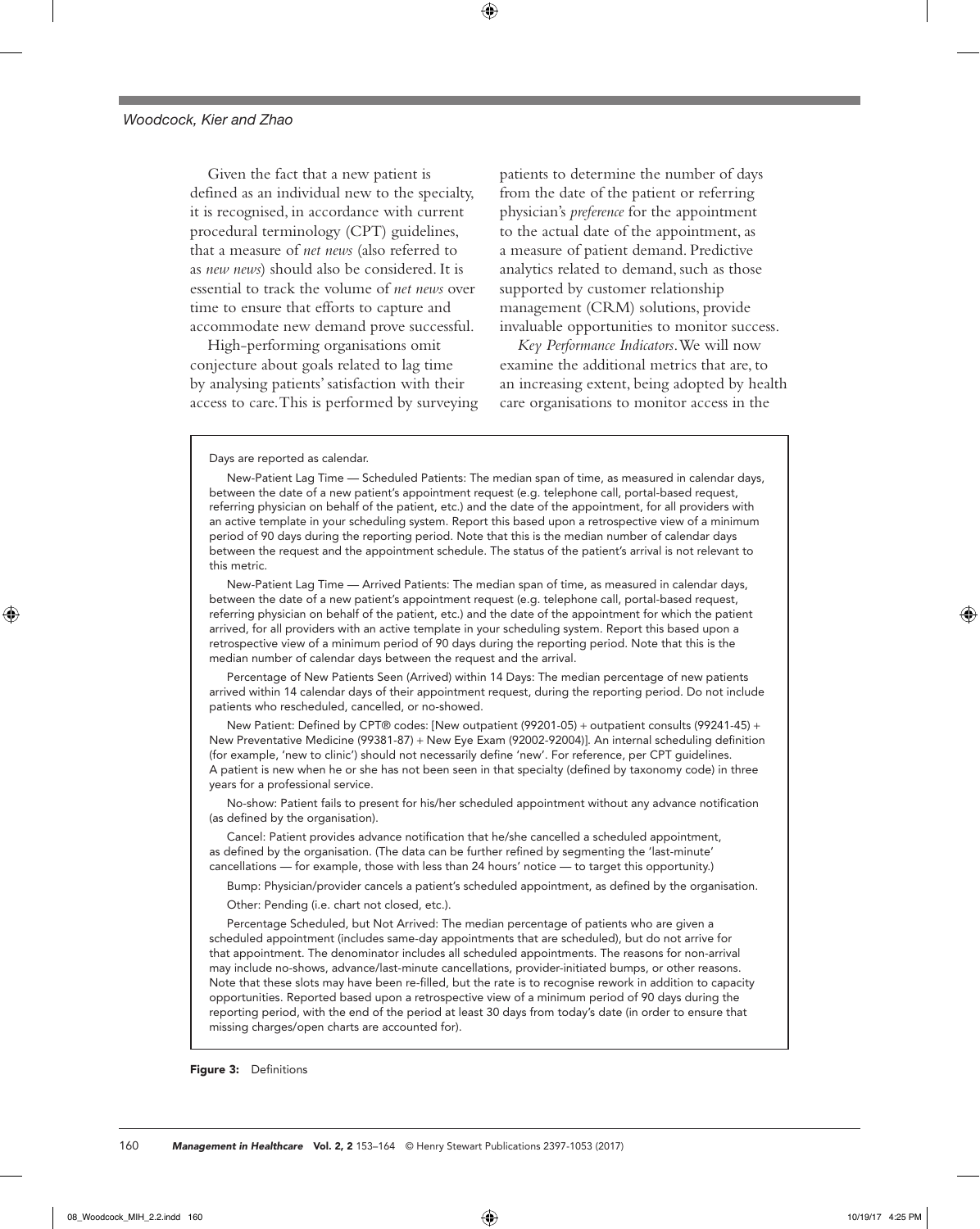Given the fact that a new patient is defined as an individual new to the specialty, it is recognised, in accordance with current procedural terminology (CPT) guidelines, that a measure of *net news* (also referred to as *new news*) should also be considered. It is essential to track the volume of *net news* over time to ensure that efforts to capture and accommodate new demand prove successful.

High-performing organisations omit conjecture about goals related to lag time by analysing patients' satisfaction with their access to care. This is performed by surveying patients to determine the number of days from the date of the patient or referring physician's *preference* for the appointment to the actual date of the appointment, as a measure of patient demand. Predictive analytics related to demand, such as those supported by customer relationship management (CRM) solutions, provide invaluable opportunities to monitor success.

*Key Performance Indicators.* We will now examine the additional metrics that are, to an increasing extent, being adopted by health care organisations to monitor access in the

> Days are reported as calendar.
>
> New-Patient Lag Time — Scheduled Patients: The median span of time, as measured in calendar days, between the date of a new patient's appointment request (e.g. telephone call, portal-based request, referring physician on behalf of the patient, etc.) and the date of the appointment, for all providers with an active template in your scheduling system. Report this based upon a retrospective view of a minimum period of 90 days during the reporting period. Note that this is the median number of calendar days between the request and the appointment schedule. The status of the patient's arrival is not relevant to this metric.
>
> New-Patient Lag Time — Arrived Patients: The median span of time, as measured in calendar days, between the date of a new patient's appointment request (e.g. telephone call, portal-based request, referring physician on behalf of the patient, etc.) and the date of the appointment for which the patient arrived, for all providers with an active template in your scheduling system. Report this based upon a retrospective view of a minimum period of 90 days during the reporting period. Note that this is the median number of calendar days between the request and the arrival.
>
> Percentage of New Patients Seen (Arrived) within 14 Days: The median percentage of new patients arrived within 14 calendar days of their appointment request, during the reporting period. Do not include patients who rescheduled, cancelled, or no-showed.
>
> New Patient: Defined by CPT® codes: [New outpatient (99201-05) + outpatient consults (99241-45) + New Preventative Medicine (99381-87) + New Eye Exam (92002-92004)]. An internal scheduling definition (for example, 'new to clinic') should not necessarily define 'new'. For reference, per CPT guidelines. A patient is new when he or she has not been seen in that specialty (defined by taxonomy code) in three years for a professional service.
>
> No-show: Patient fails to present for his/her scheduled appointment without any advance notification (as defined by the organisation).
>
> Cancel: Patient provides advance notification that he/she cancelled a scheduled appointment, as defined by the organisation. (The data can be further refined by segmenting the 'last-minute' cancellations — for example, those with less than 24 hours' notice — to target this opportunity.)
>
> Bump: Physician/provider cancels a patient's scheduled appointment, as defined by the organisation.
>
> Other: Pending (i.e. chart not closed, etc.).
>
> Percentage Scheduled, but Not Arrived: The median percentage of patients who are given a scheduled appointment (includes same-day appointments that are scheduled), but do not arrive for that appointment. The denominator includes all scheduled appointments. The reasons for non-arrival may include no-shows, advance/last-minute cancellations, provider-initiated bumps, or other reasons. Note that these slots may have been re-filled, but the rate is to recognise rework in addition to capacity opportunities. Reported based upon a retrospective view of a minimum period of 90 days during the reporting period, with the end of the period at least 30 days from today's date (in order to ensure that missing charges/open charts are accounted for).

**Figure 3:** Definitions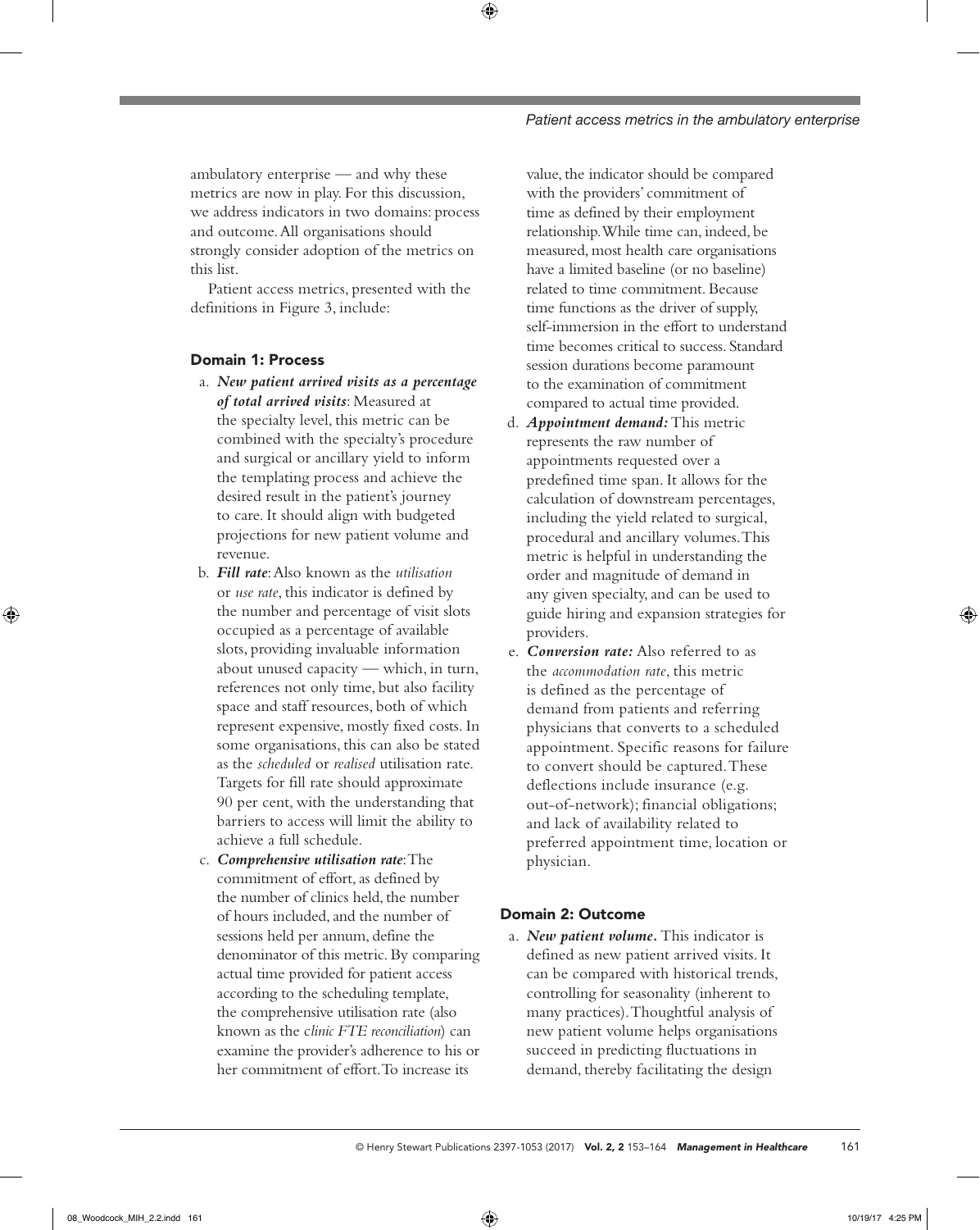ambulatory enterprise — and why these metrics are now in play. For this discussion, we address indicators in two domains: process and outcome. All organisations should strongly consider adoption of the metrics on this list.

Patient access metrics, presented with the definitions in Figure 3, include:

### Domain 1: Process

a. ***New patient arrived visits as a percentage of total arrived visits***: Measured at the specialty level, this metric can be combined with the specialty's procedure and surgical or ancillary yield to inform the templating process and achieve the desired result in the patient's journey to care. It should align with budgeted projections for new patient volume and revenue.

b. ***Fill rate***: Also known as the *utilisation* or *use rate*, this indicator is defined by the number and percentage of visit slots occupied as a percentage of available slots, providing invaluable information about unused capacity — which, in turn, references not only time, but also facility space and staff resources, both of which represent expensive, mostly fixed costs. In some organisations, this can also be stated as the *scheduled* or *realised* utilisation rate. Targets for fill rate should approximate 90 per cent, with the understanding that barriers to access will limit the ability to achieve a full schedule.

c. ***Comprehensive utilisation rate***: The commitment of effort, as defined by the number of clinics held, the number of hours included, and the number of sessions held per annum, define the denominator of this metric. By comparing actual time provided for patient access according to the scheduling template, the comprehensive utilisation rate (also known as the *clinic FTE reconciliation*) can examine the provider's adherence to his or her commitment of effort. To increase its value, the indicator should be compared with the providers' commitment of time as defined by their employment relationship. While time can, indeed, be measured, most health care organisations have a limited baseline (or no baseline) related to time commitment. Because time functions as the driver of supply, self-immersion in the effort to understand time becomes critical to success. Standard session durations become paramount to the examination of commitment compared to actual time provided.

d. ***Appointment demand:*** This metric represents the raw number of appointments requested over a predefined time span. It allows for the calculation of downstream percentages, including the yield related to surgical, procedural and ancillary volumes. This metric is helpful in understanding the order and magnitude of demand in any given specialty, and can be used to guide hiring and expansion strategies for providers.

e. ***Conversion rate:*** Also referred to as the *accommodation rate*, this metric is defined as the percentage of demand from patients and referring physicians that converts to a scheduled appointment. Specific reasons for failure to convert should be captured. These deflections include insurance (e.g. out-of-network); financial obligations; and lack of availability related to preferred appointment time, location or physician.

### Domain 2: Outcome

a. ***New patient volume.*** This indicator is defined as new patient arrived visits. It can be compared with historical trends, controlling for seasonality (inherent to many practices). Thoughtful analysis of new patient volume helps organisations succeed in predicting fluctuations in demand, thereby facilitating the design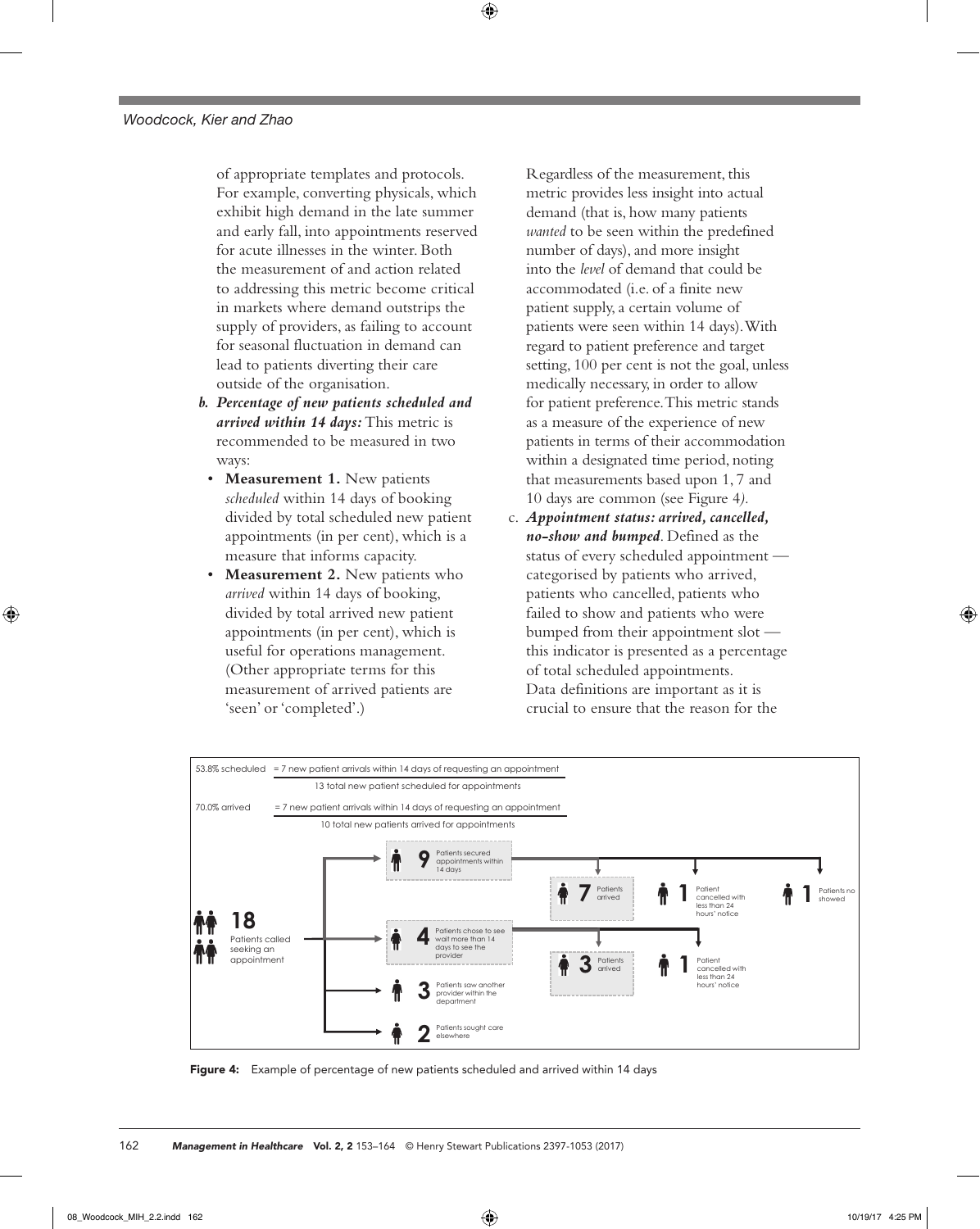of appropriate templates and protocols. For example, converting physicals, which exhibit high demand in the late summer and early fall, into appointments reserved for acute illnesses in the winter. Both the measurement of and action related to addressing this metric become critical in markets where demand outstrips the supply of providers, as failing to account for seasonal fluctuation in demand can lead to patients diverting their care outside of the organisation.

b. ***Percentage of new patients scheduled and arrived within 14 days:*** This metric is recommended to be measured in two ways:
   - **Measurement 1.** New patients *scheduled* within 14 days of booking divided by total scheduled new patient appointments (in per cent), which is a measure that informs capacity.
   - **Measurement 2.** New patients who *arrived* within 14 days of booking, divided by total arrived new patient appointments (in per cent), which is useful for operations management. (Other appropriate terms for this measurement of arrived patients are 'seen' or 'completed'.)

Regardless of the measurement, this metric provides less insight into actual demand (that is, how many patients *wanted* to be seen within the predefined number of days), and more insight into the *level* of demand that could be accommodated (i.e. of a finite new patient supply, a certain volume of patients were seen within 14 days). With regard to patient preference and target setting, 100 per cent is not the goal, unless medically necessary, in order to allow for patient preference. This metric stands as a measure of the experience of new patients in terms of their accommodation within a designated time period, noting that measurements based upon 1, 7 and 10 days are common (see Figure 4).

c. ***Appointment status: arrived, cancelled, no-show and bumped***. Defined as the status of every scheduled appointment — categorised by patients who arrived, patients who cancelled, patients who failed to show and patients who were bumped from their appointment slot — this indicator is presented as a percentage of total scheduled appointments. Data definitions are important as it is crucial to ensure that the reason for the

53.8% scheduled = 7 new patient arrivals within 14 days of requesting an appointment / 13 total new patient scheduled for appointments

70.0% arrived = 7 new patient arrivals within 14 days of requesting an appointment / 10 total new patients arrived for appointments

- **18** Patients called seeking an appointment
  - **9** Patients secured appointments within 14 days
    - **7** Patients arrived
    - **1** Patient cancelled with less than 24 hours' notice
    - **1** Patients no showed
  - **4** Patients chose to see wait more than 14 days to see the provider
    - **3** Patients arrived
    - **1** Patient cancelled with less than 24 hours' notice
  - **3** Patients saw another provider within the department
  - **2** Patients sought care elsewhere

**Figure 4:** Example of percentage of new patients scheduled and arrived within 14 days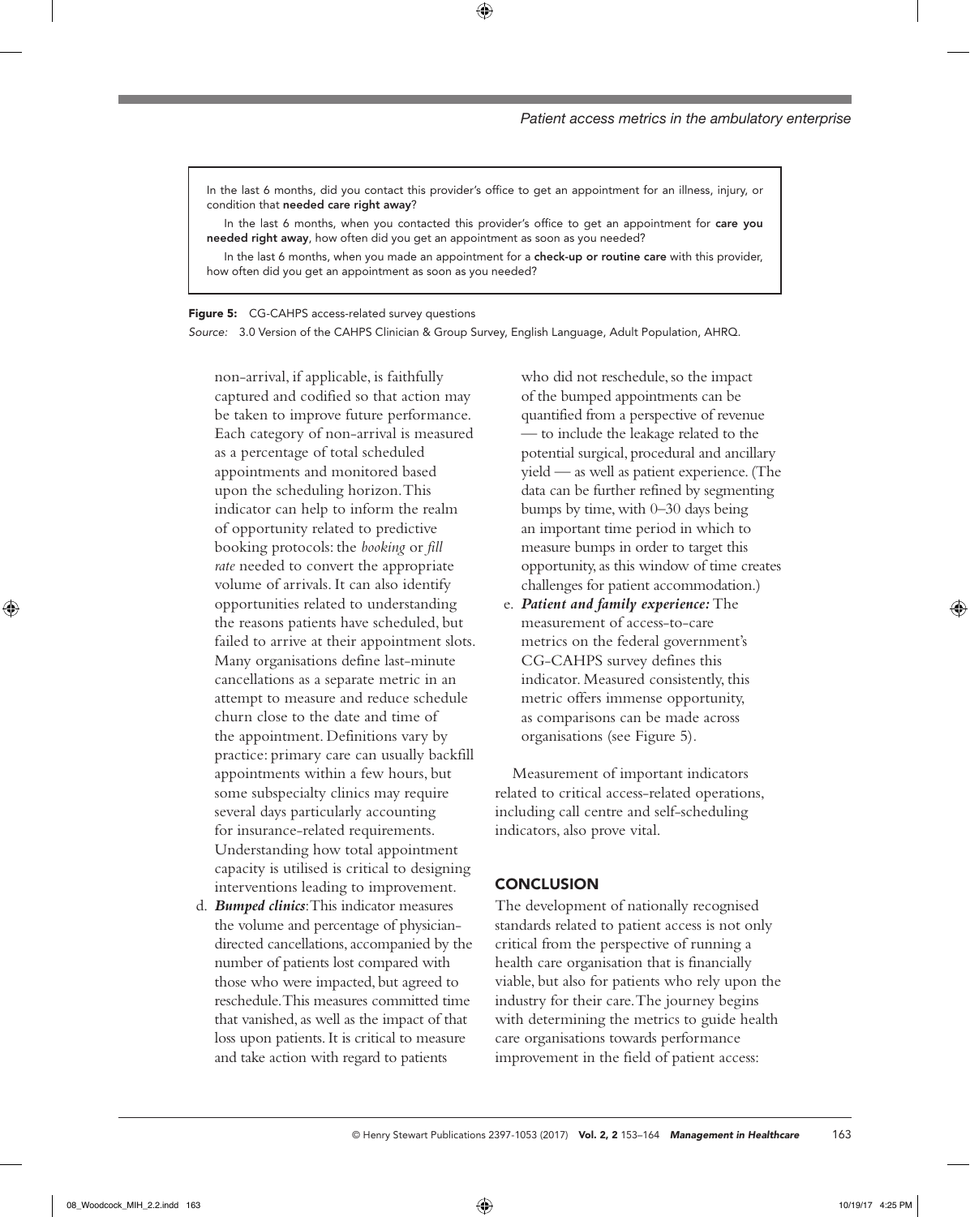In the last 6 months, did you contact this provider's office to get an appointment for an illness, injury, or condition that **needed care right away**?

In the last 6 months, when you contacted this provider's office to get an appointment for **care you needed right away**, how often did you get an appointment as soon as you needed?

In the last 6 months, when you made an appointment for a **check-up or routine care** with this provider, how often did you get an appointment as soon as you needed?

**Figure 5:** CG-CAHPS access-related survey questions

*Source:* 3.0 Version of the CAHPS Clinician & Group Survey, English Language, Adult Population, AHRQ.

non-arrival, if applicable, is faithfully captured and codified so that action may be taken to improve future performance. Each category of non-arrival is measured as a percentage of total scheduled appointments and monitored based upon the scheduling horizon. This indicator can help to inform the realm of opportunity related to predictive booking protocols: the *booking* or *fill rate* needed to convert the appropriate volume of arrivals. It can also identify opportunities related to understanding the reasons patients have scheduled, but failed to arrive at their appointment slots. Many organisations define last-minute cancellations as a separate metric in an attempt to measure and reduce schedule churn close to the date and time of the appointment. Definitions vary by practice: primary care can usually backfill appointments within a few hours, but some subspecialty clinics may require several days particularly accounting for insurance-related requirements. Understanding how total appointment capacity is utilised is critical to designing interventions leading to improvement.

d. ***Bumped clinics***: This indicator measures the volume and percentage of physician-directed cancellations, accompanied by the number of patients lost compared with those who were impacted, but agreed to reschedule. This measures committed time that vanished, as well as the impact of that loss upon patients. It is critical to measure and take action with regard to patients who did not reschedule, so the impact of the bumped appointments can be quantified from a perspective of revenue — to include the leakage related to the potential surgical, procedural and ancillary yield — as well as patient experience. (The data can be further refined by segmenting bumps by time, with 0–30 days being an important time period in which to measure bumps in order to target this opportunity, as this window of time creates challenges for patient accommodation.)

e. ***Patient and family experience:*** The measurement of access-to-care metrics on the federal government's CG-CAHPS survey defines this indicator. Measured consistently, this metric offers immense opportunity, as comparisons can be made across organisations (see Figure 5).

Measurement of important indicators related to critical access-related operations, including call centre and self-scheduling indicators, also prove vital.

## CONCLUSION

The development of nationally recognised standards related to patient access is not only critical from the perspective of running a health care organisation that is financially viable, but also for patients who rely upon the industry for their care. The journey begins with determining the metrics to guide health care organisations towards performance improvement in the field of patient access: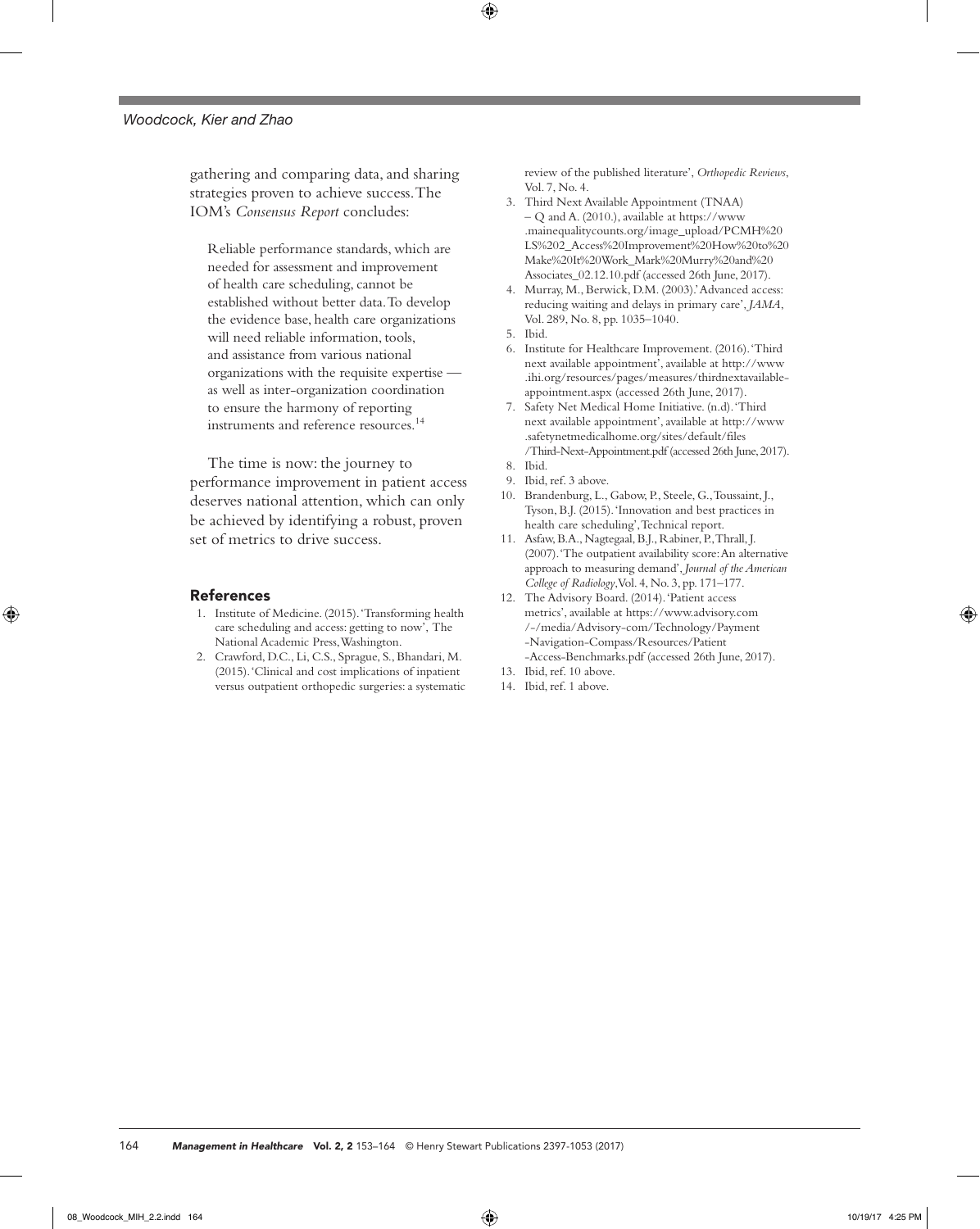gathering and comparing data, and sharing strategies proven to achieve success. The IOM's *Consensus Report* concludes:

> Reliable performance standards, which are needed for assessment and improvement of health care scheduling, cannot be established without better data. To develop the evidence base, health care organizations will need reliable information, tools, and assistance from various national organizations with the requisite expertise — as well as inter-organization coordination to ensure the harmony of reporting instruments and reference resources.[14]

The time is now: the journey to performance improvement in patient access deserves national attention, which can only be achieved by identifying a robust, proven set of metrics to drive success.

## References

1. Institute of Medicine. (2015). 'Transforming health care scheduling and access: getting to now', The National Academic Press, Washington.
2. Crawford, D.C., Li, C.S., Sprague, S., Bhandari, M. (2015). 'Clinical and cost implications of inpatient versus outpatient orthopedic surgeries: a systematic review of the published literature', *Orthopedic Reviews*, Vol. 7, No. 4.
3. Third Next Available Appointment (TNAA) – Q and A. (2010.), available at https://www.mainequalitycounts.org/image_upload/PCMH%20LS%202_Access%20Improvement%20How%20to%20Make%20It%20Work_Mark%20Murry%20and%20Associates_02.12.10.pdf (accessed 26th June, 2017).
4. Murray, M., Berwick, D.M. (2003). 'Advanced access: reducing waiting and delays in primary care', *JAMA*, Vol. 289, No. 8, pp. 1035–1040.
5. Ibid.
6. Institute for Healthcare Improvement. (2016). 'Third next available appointment', available at http://www.ihi.org/resources/pages/measures/thirdnextavailableappointment.aspx (accessed 26th June, 2017).
7. Safety Net Medical Home Initiative. (n.d). 'Third next available appointment', available at http://www.safetynetmedicalhome.org/sites/default/files/Third-Next-Appointment.pdf (accessed 26th June, 2017).
8. Ibid.
9. Ibid, ref. 3 above.
10. Brandenburg, L., Gabow, P., Steele, G., Toussaint, J., Tyson, B.J. (2015). 'Innovation and best practices in health care scheduling', Technical report.
11. Asfaw, B.A., Nagtegaal, B.J., Rabiner, P., Thrall, J. (2007). 'The outpatient availability score: An alternative approach to measuring demand', *Journal of the American College of Radiology*, Vol. 4, No. 3, pp. 171–177.
12. The Advisory Board. (2014). 'Patient access metrics', available at https://www.advisory.com/-/media/Advisory-com/Technology/Payment-Navigation-Compass/Resources/Patient-Access-Benchmarks.pdf (accessed 26th June, 2017).
13. Ibid, ref. 10 above.
14. Ibid, ref. 1 above.